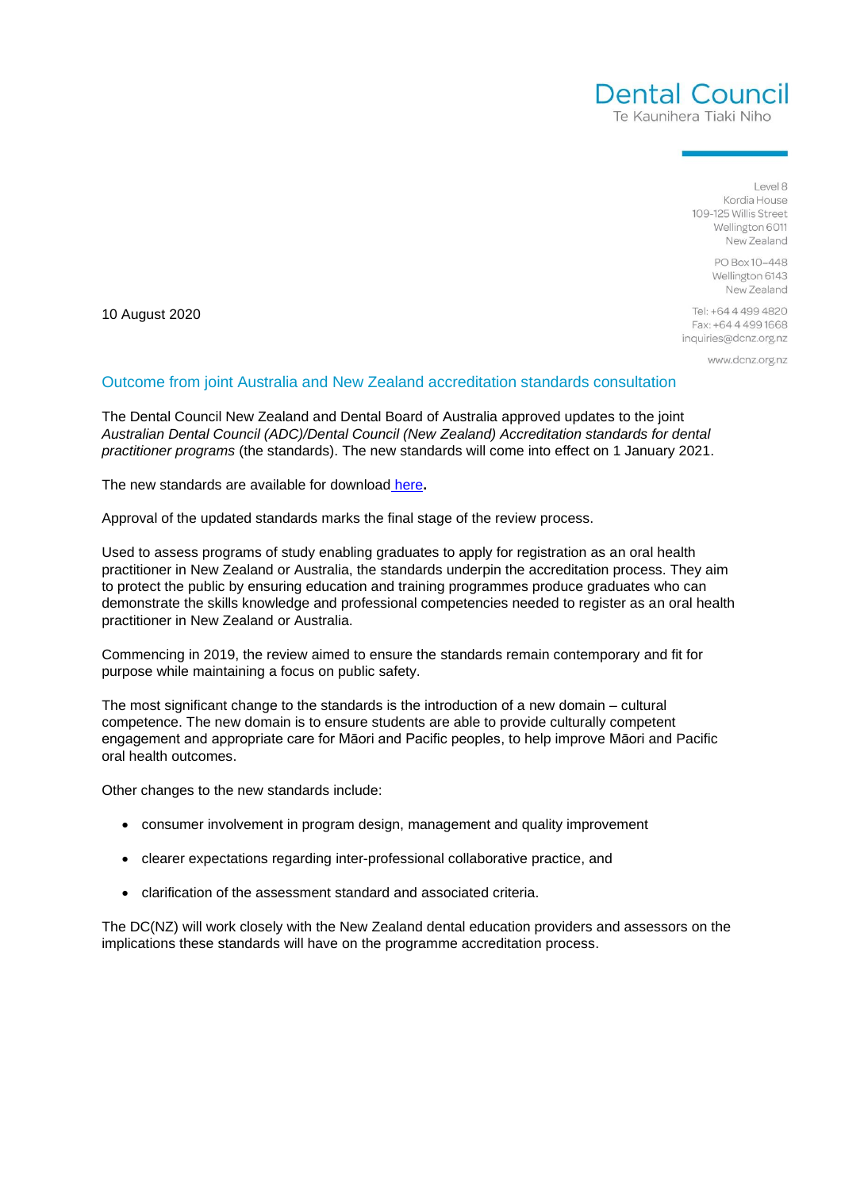Dental Council
Te Kaunihera Tiaki Niho

Level 8
Kordia House
109-125 Willis Street
Wellington 6011
New Zealand

PO Box 10-448
Wellington 6143
New Zealand

Tel: +64 4 499 4820
Fax: +64 4 499 1668
inquiries@dcnz.org.nz

www.dcnz.org.nz

10 August 2020

## Outcome from joint Australia and New Zealand accreditation standards consultation

The Dental Council New Zealand and Dental Board of Australia approved updates to the joint *Australian Dental Council (ADC)/Dental Council (New Zealand) Accreditation standards for dental practitioner programs* (the standards). The new standards will come into effect on 1 January 2021.

The new standards are available for download here.

Approval of the updated standards marks the final stage of the review process.

Used to assess programs of study enabling graduates to apply for registration as an oral health practitioner in New Zealand or Australia, the standards underpin the accreditation process. They aim to protect the public by ensuring education and training programmes produce graduates who can demonstrate the skills knowledge and professional competencies needed to register as an oral health practitioner in New Zealand or Australia.

Commencing in 2019, the review aimed to ensure the standards remain contemporary and fit for purpose while maintaining a focus on public safety.

The most significant change to the standards is the introduction of a new domain – cultural competence. The new domain is to ensure students are able to provide culturally competent engagement and appropriate care for Māori and Pacific peoples, to help improve Māori and Pacific oral health outcomes.

Other changes to the new standards include:

- consumer involvement in program design, management and quality improvement
- clearer expectations regarding inter-professional collaborative practice, and
- clarification of the assessment standard and associated criteria.

The DC(NZ) will work closely with the New Zealand dental education providers and assessors on the implications these standards will have on the programme accreditation process.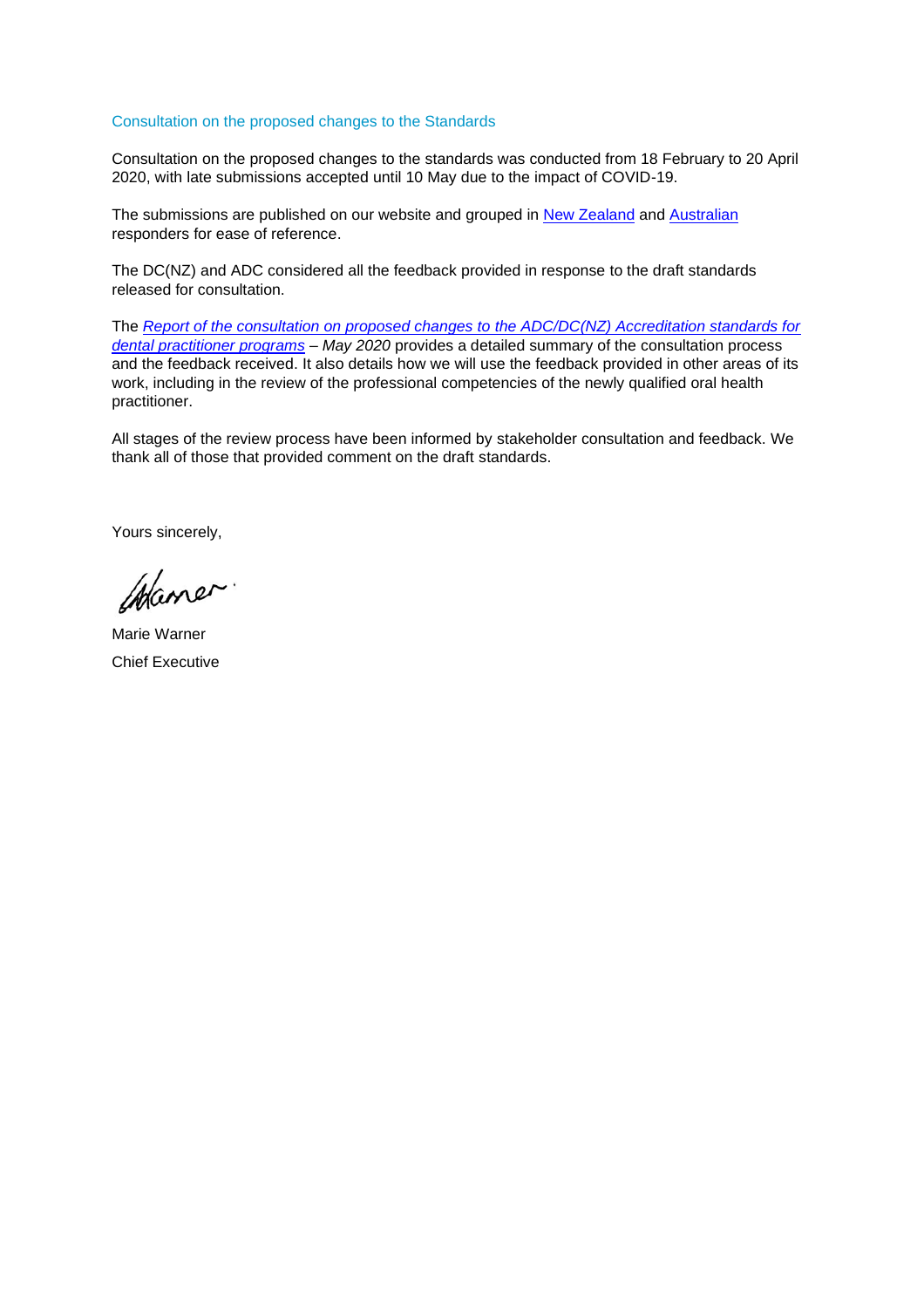## Consultation on the proposed changes to the Standards

Consultation on the proposed changes to the standards was conducted from 18 February to 20 April 2020, with late submissions accepted until 10 May due to the impact of COVID-19.

The submissions are published on our website and grouped in New Zealand and Australian responders for ease of reference.

The DC(NZ) and ADC considered all the feedback provided in response to the draft standards released for consultation.

The *Report of the consultation on proposed changes to the ADC/DC(NZ) Accreditation standards for dental practitioner programs – May 2020* provides a detailed summary of the consultation process and the feedback received. It also details how we will use the feedback provided in other areas of its work, including in the review of the professional competencies of the newly qualified oral health practitioner.

All stages of the review process have been informed by stakeholder consultation and feedback. We thank all of those that provided comment on the draft standards.

Yours sincerely,

Marie Warner
Chief Executive